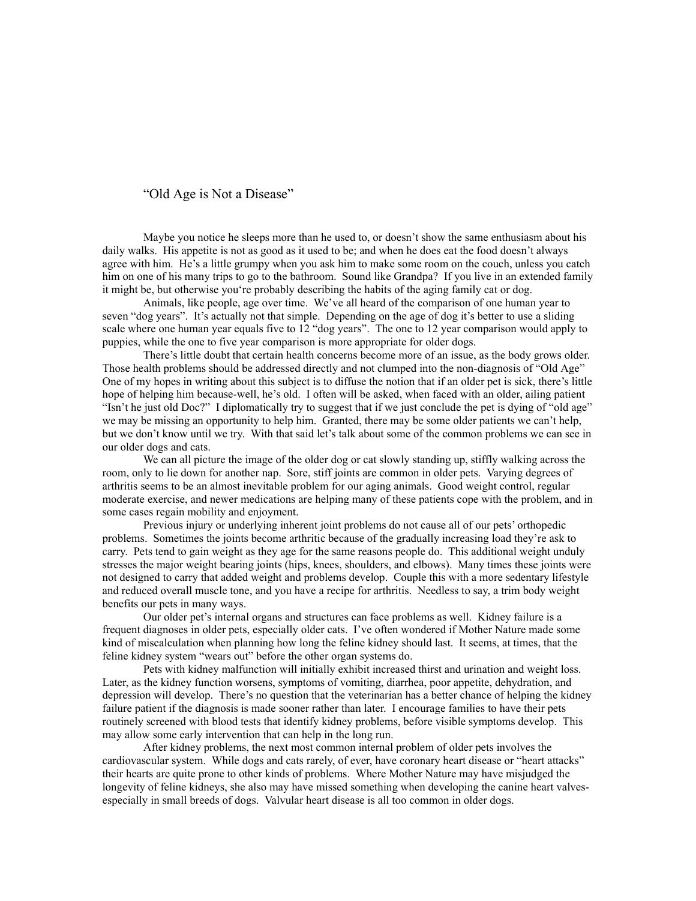# “Old Age is Not a Disease”

Maybe you notice he sleeps more than he used to, or doesn’t show the same enthusiasm about his daily walks. His appetite is not as good as it used to be; and when he does eat the food doesn’t always agree with him. He’s a little grumpy when you ask him to make some room on the couch, unless you catch him on one of his many trips to go to the bathroom. Sound like Grandpa? If you live in an extended family it might be, but otherwise you‘re probably describing the habits of the aging family cat or dog.

Animals, like people, age over time. We’ve all heard of the comparison of one human year to seven “dog years”. It’s actually not that simple. Depending on the age of dog it’s better to use a sliding scale where one human year equals five to 12 “dog years”. The one to 12 year comparison would apply to puppies, while the one to five year comparison is more appropriate for older dogs.

There’s little doubt that certain health concerns become more of an issue, as the body grows older. Those health problems should be addressed directly and not clumped into the non-diagnosis of “Old Age” One of my hopes in writing about this subject is to diffuse the notion that if an older pet is sick, there’s little hope of helping him because-well, he’s old. I often will be asked, when faced with an older, ailing patient “Isn’t he just old Doc?” I diplomatically try to suggest that if we just conclude the pet is dying of “old age” we may be missing an opportunity to help him. Granted, there may be some older patients we can’t help, but we don’t know until we try. With that said let’s talk about some of the common problems we can see in our older dogs and cats.

We can all picture the image of the older dog or cat slowly standing up, stiffly walking across the room, only to lie down for another nap. Sore, stiff joints are common in older pets. Varying degrees of arthritis seems to be an almost inevitable problem for our aging animals. Good weight control, regular moderate exercise, and newer medications are helping many of these patients cope with the problem, and in some cases regain mobility and enjoyment.

Previous injury or underlying inherent joint problems do not cause all of our pets’ orthopedic problems. Sometimes the joints become arthritic because of the gradually increasing load they’re ask to carry. Pets tend to gain weight as they age for the same reasons people do. This additional weight unduly stresses the major weight bearing joints (hips, knees, shoulders, and elbows). Many times these joints were not designed to carry that added weight and problems develop. Couple this with a more sedentary lifestyle and reduced overall muscle tone, and you have a recipe for arthritis. Needless to say, a trim body weight benefits our pets in many ways.

Our older pet’s internal organs and structures can face problems as well. Kidney failure is a frequent diagnoses in older pets, especially older cats. I’ve often wondered if Mother Nature made some kind of miscalculation when planning how long the feline kidney should last. It seems, at times, that the feline kidney system “wears out” before the other organ systems do.

Pets with kidney malfunction will initially exhibit increased thirst and urination and weight loss. Later, as the kidney function worsens, symptoms of vomiting, diarrhea, poor appetite, dehydration, and depression will develop. There’s no question that the veterinarian has a better chance of helping the kidney failure patient if the diagnosis is made sooner rather than later. I encourage families to have their pets routinely screened with blood tests that identify kidney problems, before visible symptoms develop. This may allow some early intervention that can help in the long run.

After kidney problems, the next most common internal problem of older pets involves the cardiovascular system. While dogs and cats rarely, of ever, have coronary heart disease or “heart attacks” their hearts are quite prone to other kinds of problems. Where Mother Nature may have misjudged the longevity of feline kidneys, she also may have missed something when developing the canine heart valves-especially in small breeds of dogs. Valvular heart disease is all too common in older dogs.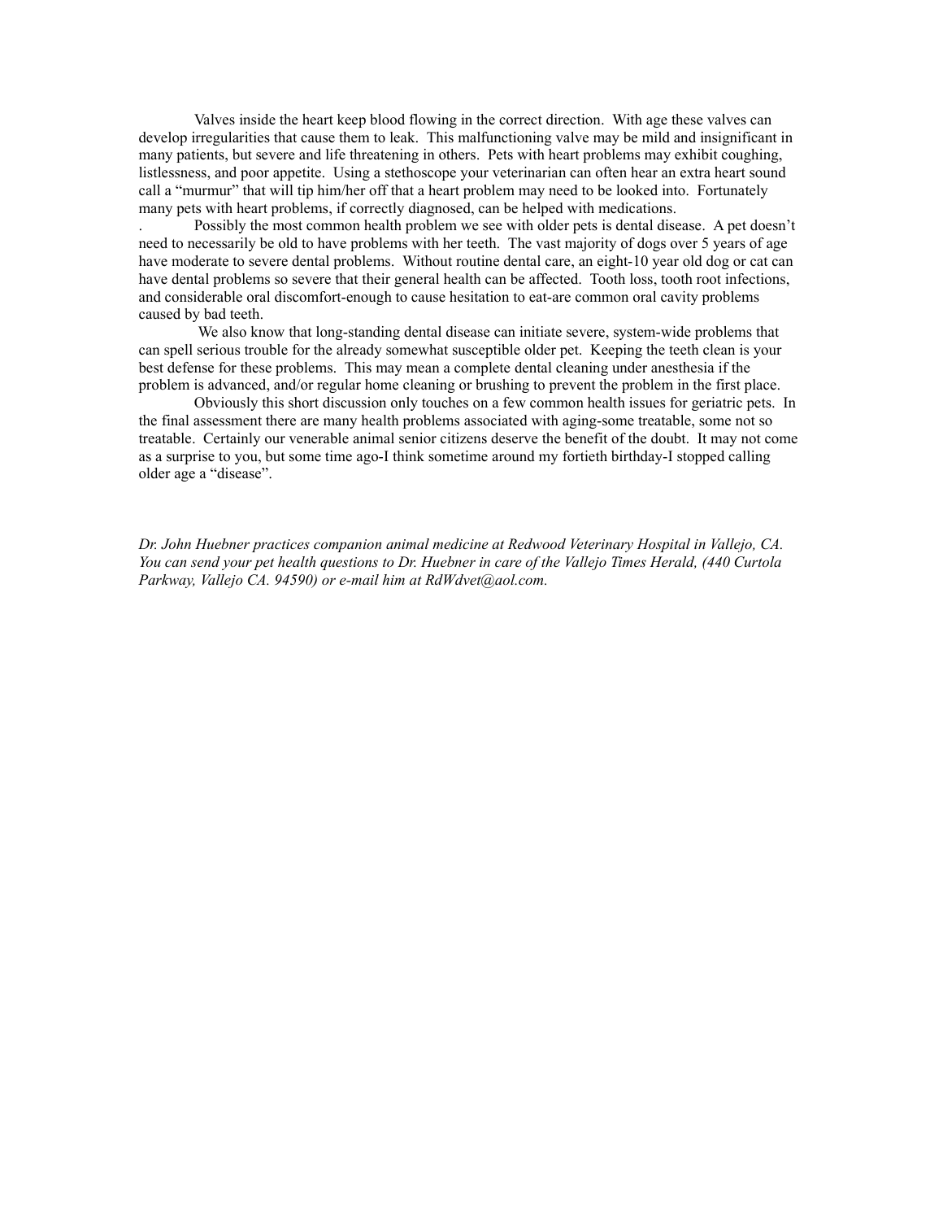Valves inside the heart keep blood flowing in the correct direction. With age these valves can develop irregularities that cause them to leak. This malfunctioning valve may be mild and insignificant in many patients, but severe and life threatening in others. Pets with heart problems may exhibit coughing, listlessness, and poor appetite. Using a stethoscope your veterinarian can often hear an extra heart sound call a "murmur" that will tip him/her off that a heart problem may need to be looked into. Fortunately many pets with heart problems, if correctly diagnosed, can be helped with medications.

. Possibly the most common health problem we see with older pets is dental disease. A pet doesn't need to necessarily be old to have problems with her teeth. The vast majority of dogs over 5 years of age have moderate to severe dental problems. Without routine dental care, an eight-10 year old dog or cat can have dental problems so severe that their general health can be affected. Tooth loss, tooth root infections, and considerable oral discomfort-enough to cause hesitation to eat-are common oral cavity problems caused by bad teeth.

We also know that long-standing dental disease can initiate severe, system-wide problems that can spell serious trouble for the already somewhat susceptible older pet. Keeping the teeth clean is your best defense for these problems. This may mean a complete dental cleaning under anesthesia if the problem is advanced, and/or regular home cleaning or brushing to prevent the problem in the first place.

Obviously this short discussion only touches on a few common health issues for geriatric pets. In the final assessment there are many health problems associated with aging-some treatable, some not so treatable. Certainly our venerable animal senior citizens deserve the benefit of the doubt. It may not come as a surprise to you, but some time ago-I think sometime around my fortieth birthday-I stopped calling older age a "disease".

*Dr. John Huebner practices companion animal medicine at Redwood Veterinary Hospital in Vallejo, CA. You can send your pet health questions to Dr. Huebner in care of the Vallejo Times Herald, (440 Curtola Parkway, Vallejo CA. 94590) or e-mail him at RdWdvet@aol.com.*